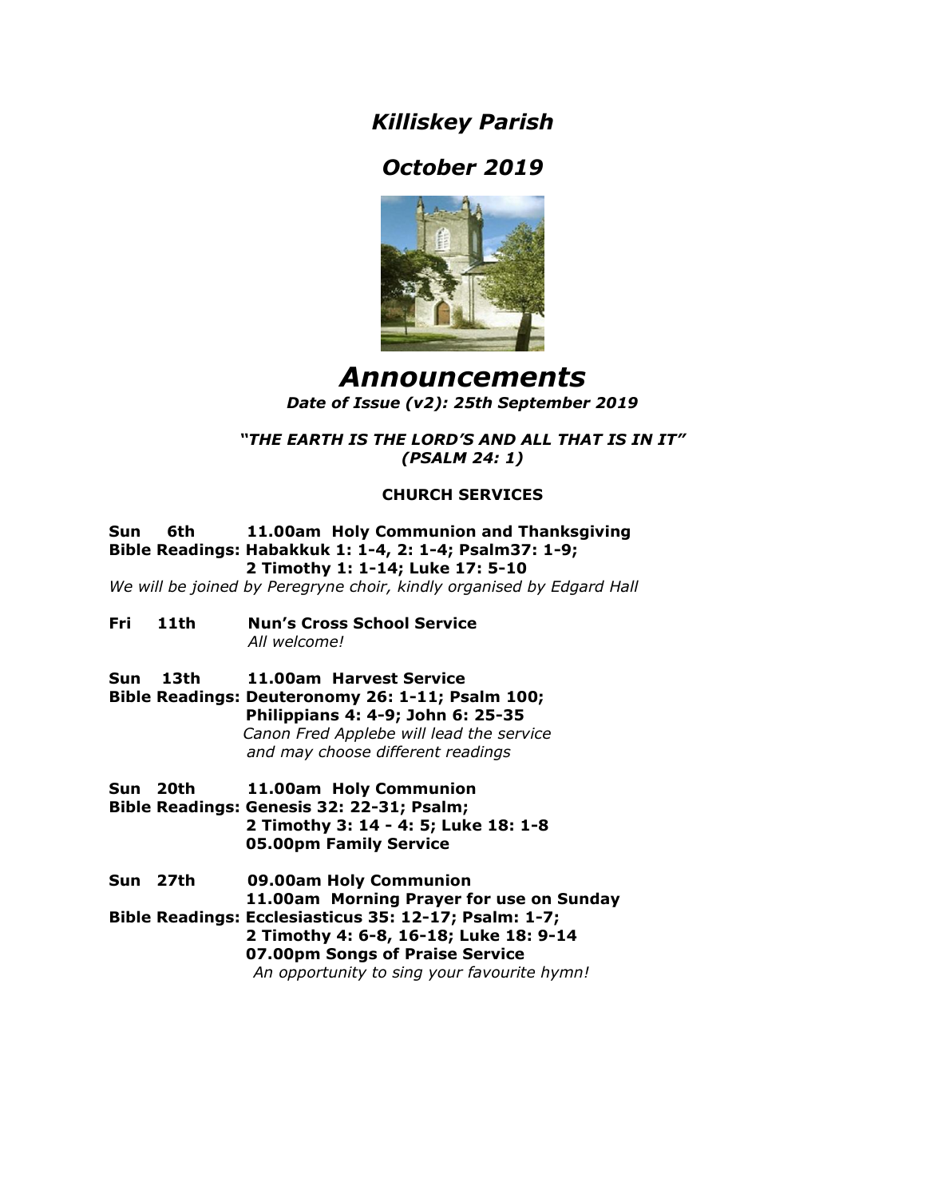# *Killiskey Parish*

# *October 2019*

# *Announcements*

***Date of Issue (v2): 25th September 2019***

***"THE EARTH IS THE LORD'S AND ALL THAT IS IN IT" (PSALM 24: 1)***

## CHURCH SERVICES

**Sun 6th 11.00am Holy Communion and Thanksgiving**
**Bible Readings: Habakkuk 1: 1-4, 2: 1-4; Psalm37: 1-9;**
**2 Timothy 1: 1-14; Luke 17: 5-10**
*We will be joined by Peregryne choir, kindly organised by Edgard Hall*

**Fri 11th Nun's Cross School Service**
*All welcome!*

**Sun 13th 11.00am Harvest Service**
**Bible Readings: Deuteronomy 26: 1-11; Psalm 100;**
**Philippians 4: 4-9; John 6: 25-35**
*Canon Fred Applebe will lead the service and may choose different readings*

**Sun 20th 11.00am Holy Communion**
**Bible Readings: Genesis 32: 22-31; Psalm;**
**2 Timothy 3: 14 - 4: 5; Luke 18: 1-8**
**05.00pm Family Service**

**Sun 27th 09.00am Holy Communion**
**11.00am Morning Prayer for use on Sunday**
**Bible Readings: Ecclesiasticus 35: 12-17; Psalm: 1-7;**
**2 Timothy 4: 6-8, 16-18; Luke 18: 9-14**
**07.00pm Songs of Praise Service**
*An opportunity to sing your favourite hymn!*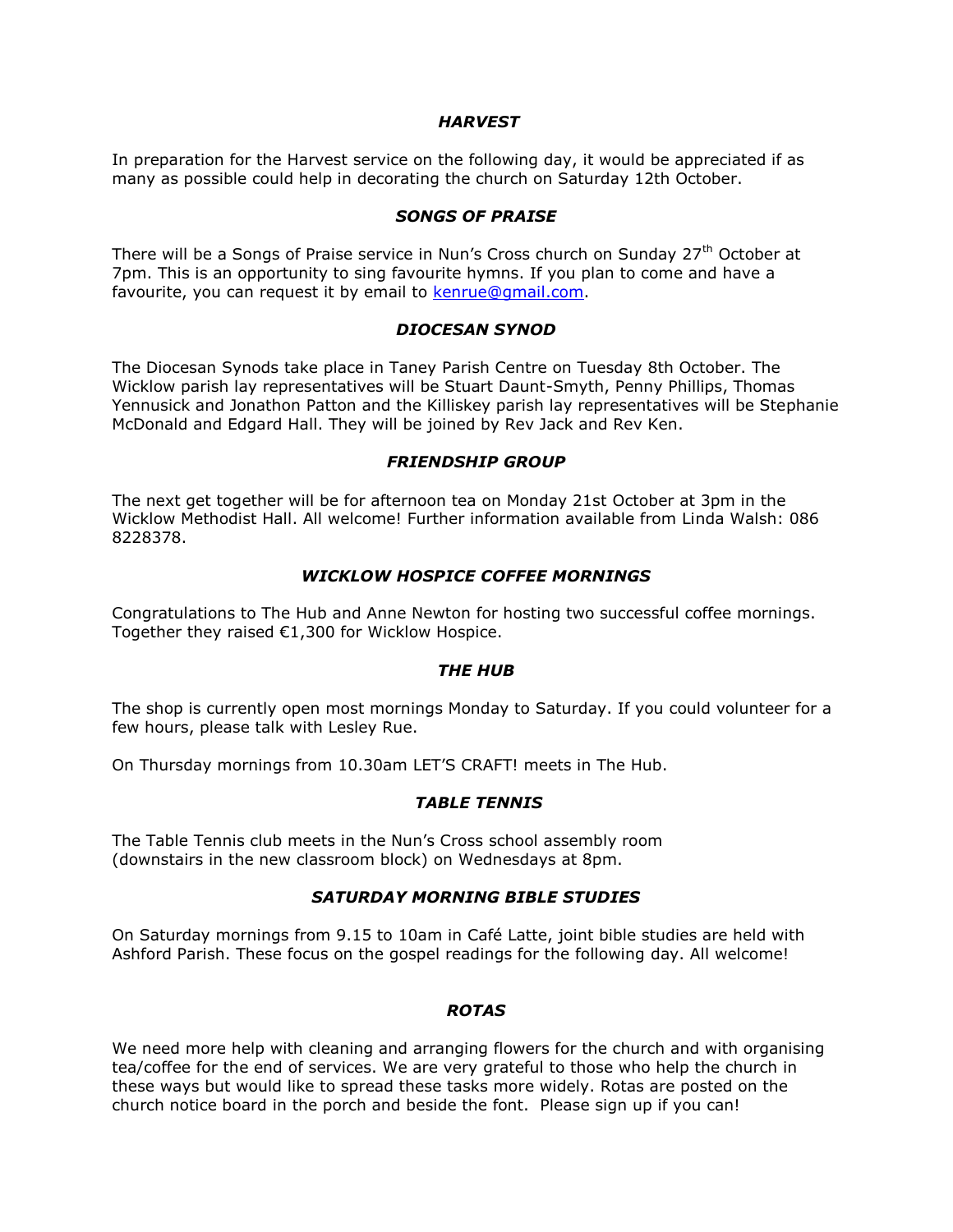### *HARVEST*

In preparation for the Harvest service on the following day, it would be appreciated if as many as possible could help in decorating the church on Saturday 12th October.

### *SONGS OF PRAISE*

There will be a Songs of Praise service in Nun's Cross church on Sunday 27th October at 7pm. This is an opportunity to sing favourite hymns. If you plan to come and have a favourite, you can request it by email to kenrue@gmail.com.

### *DIOCESAN SYNOD*

The Diocesan Synods take place in Taney Parish Centre on Tuesday 8th October. The Wicklow parish lay representatives will be Stuart Daunt-Smyth, Penny Phillips, Thomas Yennusick and Jonathon Patton and the Killiskey parish lay representatives will be Stephanie McDonald and Edgard Hall. They will be joined by Rev Jack and Rev Ken.

### *FRIENDSHIP GROUP*

The next get together will be for afternoon tea on Monday 21st October at 3pm in the Wicklow Methodist Hall. All welcome! Further information available from Linda Walsh: 086 8228378.

### *WICKLOW HOSPICE COFFEE MORNINGS*

Congratulations to The Hub and Anne Newton for hosting two successful coffee mornings. Together they raised €1,300 for Wicklow Hospice.

### *THE HUB*

The shop is currently open most mornings Monday to Saturday. If you could volunteer for a few hours, please talk with Lesley Rue.

On Thursday mornings from 10.30am LET'S CRAFT! meets in The Hub.

### *TABLE TENNIS*

The Table Tennis club meets in the Nun's Cross school assembly room (downstairs in the new classroom block) on Wednesdays at 8pm.

### *SATURDAY MORNING BIBLE STUDIES*

On Saturday mornings from 9.15 to 10am in Café Latte, joint bible studies are held with Ashford Parish. These focus on the gospel readings for the following day. All welcome!

### *ROTAS*

We need more help with cleaning and arranging flowers for the church and with organising tea/coffee for the end of services. We are very grateful to those who help the church in these ways but would like to spread these tasks more widely. Rotas are posted on the church notice board in the porch and beside the font. Please sign up if you can!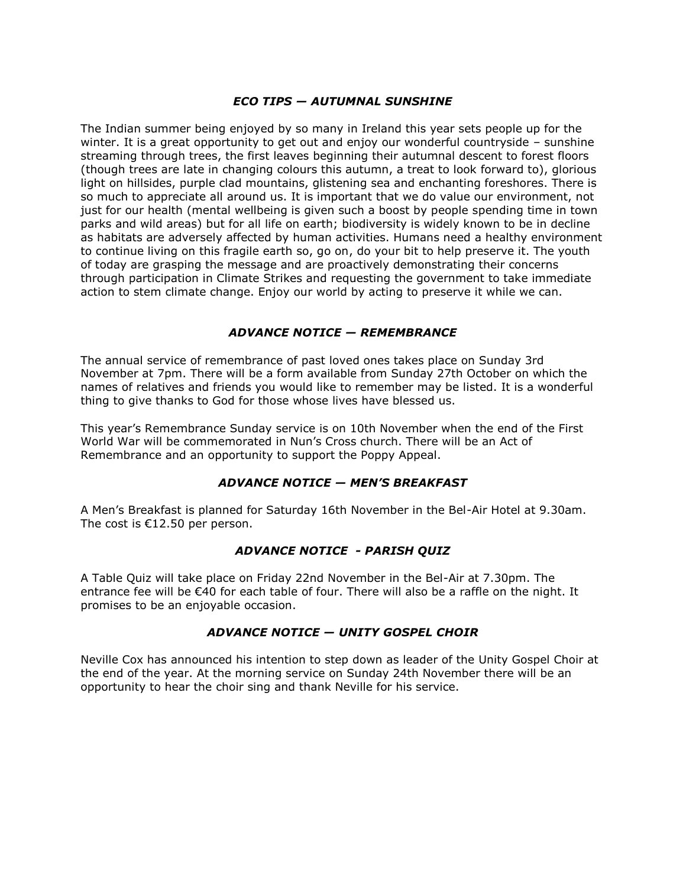### *ECO TIPS — AUTUMNAL SUNSHINE*

The Indian summer being enjoyed by so many in Ireland this year sets people up for the winter. It is a great opportunity to get out and enjoy our wonderful countryside – sunshine streaming through trees, the first leaves beginning their autumnal descent to forest floors (though trees are late in changing colours this autumn, a treat to look forward to), glorious light on hillsides, purple clad mountains, glistening sea and enchanting foreshores. There is so much to appreciate all around us. It is important that we do value our environment, not just for our health (mental wellbeing is given such a boost by people spending time in town parks and wild areas) but for all life on earth; biodiversity is widely known to be in decline as habitats are adversely affected by human activities. Humans need a healthy environment to continue living on this fragile earth so, go on, do your bit to help preserve it. The youth of today are grasping the message and are proactively demonstrating their concerns through participation in Climate Strikes and requesting the government to take immediate action to stem climate change. Enjoy our world by acting to preserve it while we can.

### *ADVANCE NOTICE — REMEMBRANCE*

The annual service of remembrance of past loved ones takes place on Sunday 3rd November at 7pm. There will be a form available from Sunday 27th October on which the names of relatives and friends you would like to remember may be listed. It is a wonderful thing to give thanks to God for those whose lives have blessed us.

This year's Remembrance Sunday service is on 10th November when the end of the First World War will be commemorated in Nun's Cross church. There will be an Act of Remembrance and an opportunity to support the Poppy Appeal.

### *ADVANCE NOTICE — MEN'S BREAKFAST*

A Men's Breakfast is planned for Saturday 16th November in the Bel-Air Hotel at 9.30am. The cost is €12.50 per person.

### *ADVANCE NOTICE - PARISH QUIZ*

A Table Quiz will take place on Friday 22nd November in the Bel-Air at 7.30pm. The entrance fee will be €40 for each table of four. There will also be a raffle on the night. It promises to be an enjoyable occasion.

### *ADVANCE NOTICE — UNITY GOSPEL CHOIR*

Neville Cox has announced his intention to step down as leader of the Unity Gospel Choir at the end of the year. At the morning service on Sunday 24th November there will be an opportunity to hear the choir sing and thank Neville for his service.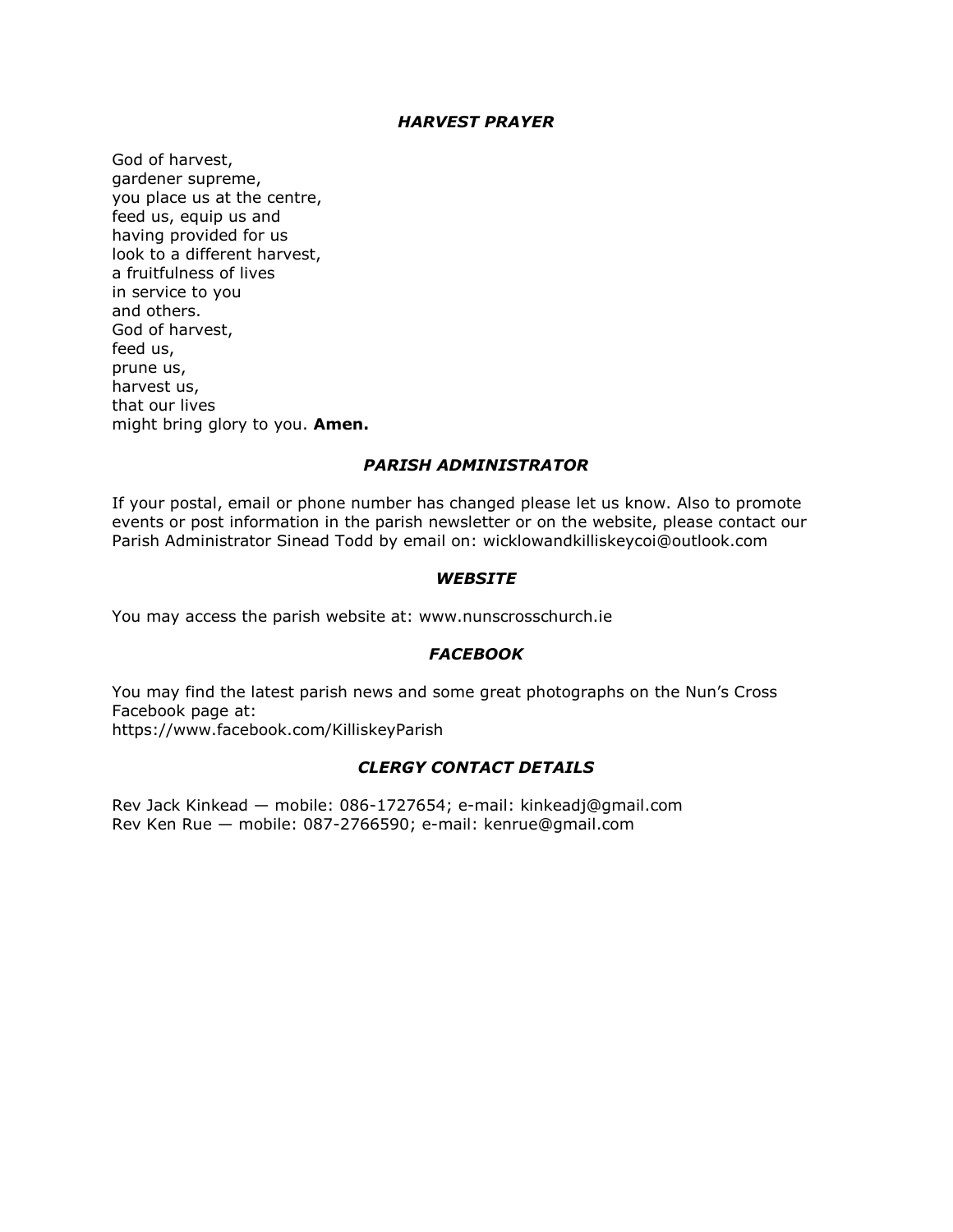## *HARVEST PRAYER*

God of harvest,
gardener supreme,
you place us at the centre,
feed us, equip us and
having provided for us
look to a different harvest,
a fruitfulness of lives
in service to you
and others.
God of harvest,
feed us,
prune us,
harvest us,
that our lives
might bring glory to you. **Amen.**

## *PARISH ADMINISTRATOR*

If your postal, email or phone number has changed please let us know. Also to promote events or post information in the parish newsletter or on the website, please contact our Parish Administrator Sinead Todd by email on: wicklowandkilliskeycoi@outlook.com

## *WEBSITE*

You may access the parish website at: www.nunscrosschurch.ie

## *FACEBOOK*

You may find the latest parish news and some great photographs on the Nun's Cross Facebook page at:
https://www.facebook.com/KilliskeyParish

## *CLERGY CONTACT DETAILS*

Rev Jack Kinkead — mobile: 086-1727654; e-mail: kinkeadj@gmail.com
Rev Ken Rue — mobile: 087-2766590; e-mail: kenrue@gmail.com